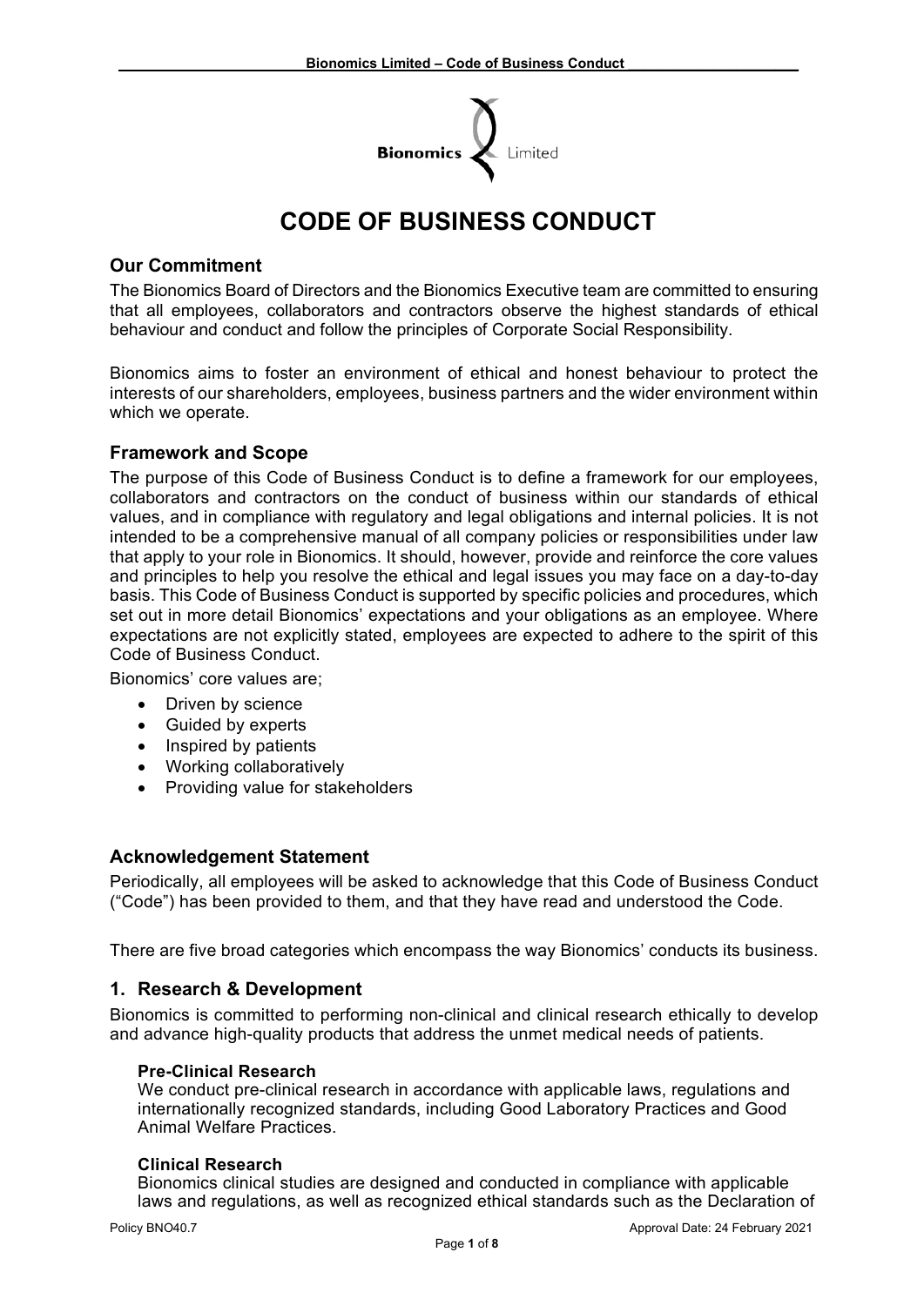# CODE OF BUSINESS CONDUCT

## Our Commitment

The Bionomics Board of Directors and the Bionomics Executive team are committed to ensuring that all employees, collaborators and contractors observe the highest standards of ethical behaviour and conduct and follow the principles of Corporate Social Responsibility.

Bionomics aims to foster an environment of ethical and honest behaviour to protect the interests of our shareholders, employees, business partners and the wider environment within which we operate.

## Framework and Scope

The purpose of this Code of Business Conduct is to define a framework for our employees, collaborators and contractors on the conduct of business within our standards of ethical values, and in compliance with regulatory and legal obligations and internal policies. It is not intended to be a comprehensive manual of all company policies or responsibilities under law that apply to your role in Bionomics. It should, however, provide and reinforce the core values and principles to help you resolve the ethical and legal issues you may face on a day-to-day basis. This Code of Business Conduct is supported by specific policies and procedures, which set out in more detail Bionomics' expectations and your obligations as an employee. Where expectations are not explicitly stated, employees are expected to adhere to the spirit of this Code of Business Conduct.

Bionomics' core values are;

- Driven by science
- Guided by experts
- Inspired by patients
- Working collaboratively
- Providing value for stakeholders

## Acknowledgement Statement

Periodically, all employees will be asked to acknowledge that this Code of Business Conduct ("Code") has been provided to them, and that they have read and understood the Code.

There are five broad categories which encompass the way Bionomics' conducts its business.

## 1. Research & Development

Bionomics is committed to performing non-clinical and clinical research ethically to develop and advance high-quality products that address the unmet medical needs of patients.

### Pre-Clinical Research

We conduct pre-clinical research in accordance with applicable laws, regulations and internationally recognized standards, including Good Laboratory Practices and Good Animal Welfare Practices.

### Clinical Research

Bionomics clinical studies are designed and conducted in compliance with applicable laws and regulations, as well as recognized ethical standards such as the Declaration of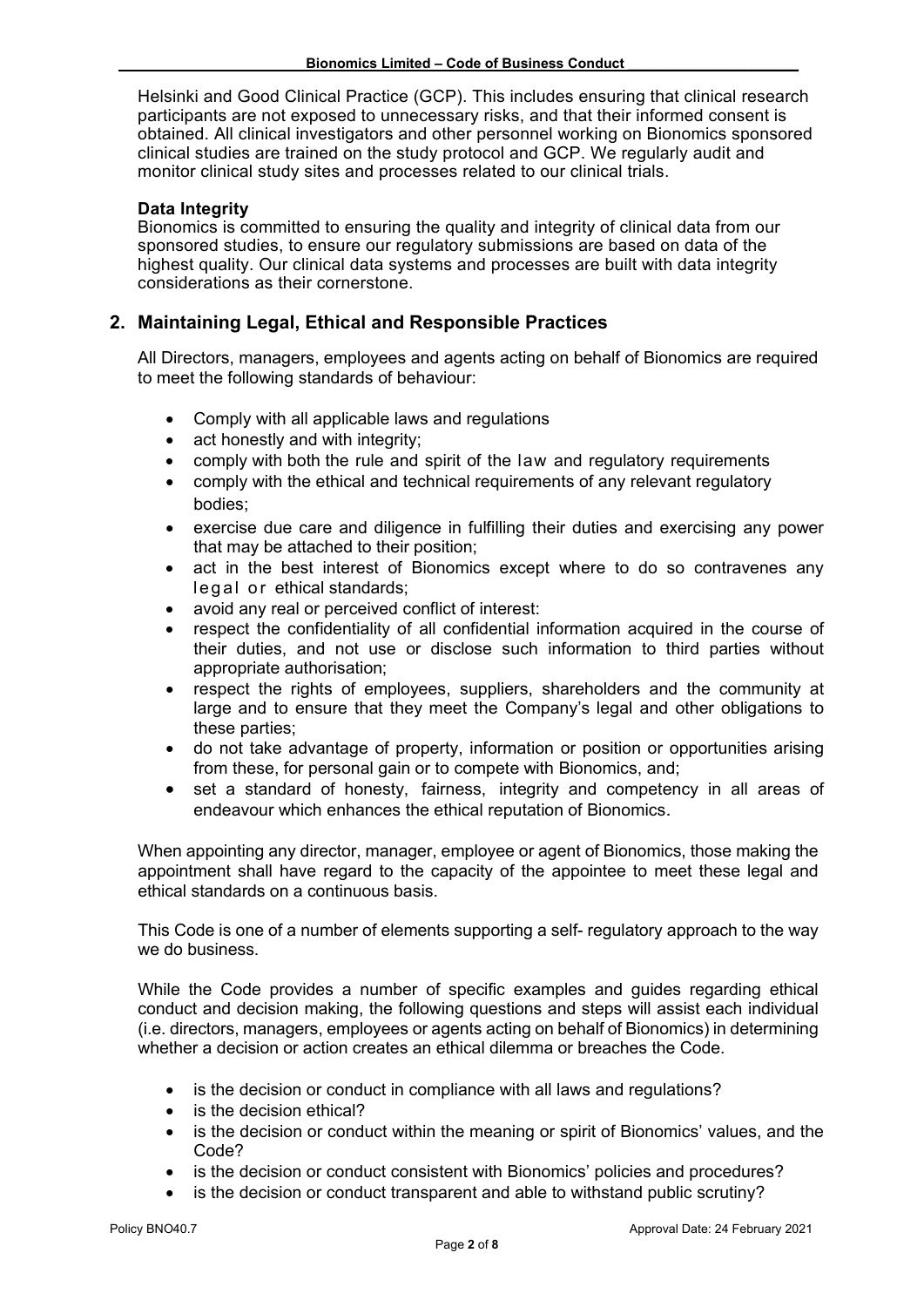Helsinki and Good Clinical Practice (GCP). This includes ensuring that clinical research participants are not exposed to unnecessary risks, and that their informed consent is obtained. All clinical investigators and other personnel working on Bionomics sponsored clinical studies are trained on the study protocol and GCP. We regularly audit and monitor clinical study sites and processes related to our clinical trials.

**Data Integrity**

Bionomics is committed to ensuring the quality and integrity of clinical data from our sponsored studies, to ensure our regulatory submissions are based on data of the highest quality. Our clinical data systems and processes are built with data integrity considerations as their cornerstone.

## 2. Maintaining Legal, Ethical and Responsible Practices

All Directors, managers, employees and agents acting on behalf of Bionomics are required to meet the following standards of behaviour:

- Comply with all applicable laws and regulations
- act honestly and with integrity;
- comply with both the rule and spirit of the law and regulatory requirements
- comply with the ethical and technical requirements of any relevant regulatory bodies;
- exercise due care and diligence in fulfilling their duties and exercising any power that may be attached to their position;
- act in the best interest of Bionomics except where to do so contravenes any legal or ethical standards;
- avoid any real or perceived conflict of interest:
- respect the confidentiality of all confidential information acquired in the course of their duties, and not use or disclose such information to third parties without appropriate authorisation;
- respect the rights of employees, suppliers, shareholders and the community at large and to ensure that they meet the Company's legal and other obligations to these parties;
- do not take advantage of property, information or position or opportunities arising from these, for personal gain or to compete with Bionomics, and;
- set a standard of honesty, fairness, integrity and competency in all areas of endeavour which enhances the ethical reputation of Bionomics.

When appointing any director, manager, employee or agent of Bionomics, those making the appointment shall have regard to the capacity of the appointee to meet these legal and ethical standards on a continuous basis.

This Code is one of a number of elements supporting a self- regulatory approach to the way we do business.

While the Code provides a number of specific examples and guides regarding ethical conduct and decision making, the following questions and steps will assist each individual (i.e. directors, managers, employees or agents acting on behalf of Bionomics) in determining whether a decision or action creates an ethical dilemma or breaches the Code.

- is the decision or conduct in compliance with all laws and regulations?
- is the decision ethical?
- is the decision or conduct within the meaning or spirit of Bionomics' values, and the Code?
- is the decision or conduct consistent with Bionomics' policies and procedures?
- is the decision or conduct transparent and able to withstand public scrutiny?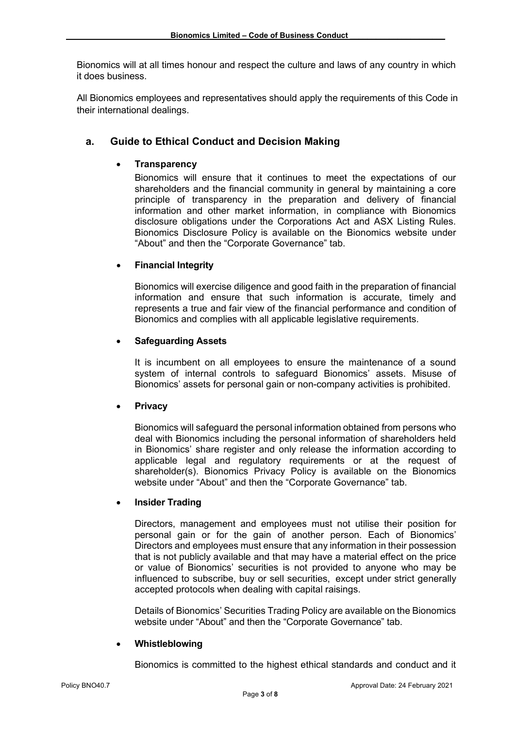Bionomics will at all times honour and respect the culture and laws of any country in which it does business.

All Bionomics employees and representatives should apply the requirements of this Code in their international dealings.

## a. Guide to Ethical Conduct and Decision Making

- **Transparency**

  Bionomics will ensure that it continues to meet the expectations of our shareholders and the financial community in general by maintaining a core principle of transparency in the preparation and delivery of financial information and other market information, in compliance with Bionomics disclosure obligations under the Corporations Act and ASX Listing Rules. Bionomics Disclosure Policy is available on the Bionomics website under "About" and then the "Corporate Governance" tab.

- **Financial Integrity**

  Bionomics will exercise diligence and good faith in the preparation of financial information and ensure that such information is accurate, timely and represents a true and fair view of the financial performance and condition of Bionomics and complies with all applicable legislative requirements.

- **Safeguarding Assets**

  It is incumbent on all employees to ensure the maintenance of a sound system of internal controls to safeguard Bionomics' assets. Misuse of Bionomics' assets for personal gain or non-company activities is prohibited.

- **Privacy**

  Bionomics will safeguard the personal information obtained from persons who deal with Bionomics including the personal information of shareholders held in Bionomics' share register and only release the information according to applicable legal and regulatory requirements or at the request of shareholder(s). Bionomics Privacy Policy is available on the Bionomics website under "About" and then the "Corporate Governance" tab.

- **Insider Trading**

  Directors, management and employees must not utilise their position for personal gain or for the gain of another person. Each of Bionomics' Directors and employees must ensure that any information in their possession that is not publicly available and that may have a material effect on the price or value of Bionomics' securities is not provided to anyone who may be influenced to subscribe, buy or sell securities, except under strict generally accepted protocols when dealing with capital raisings.

  Details of Bionomics' Securities Trading Policy are available on the Bionomics website under "About" and then the "Corporate Governance" tab.

- **Whistleblowing**

  Bionomics is committed to the highest ethical standards and conduct and it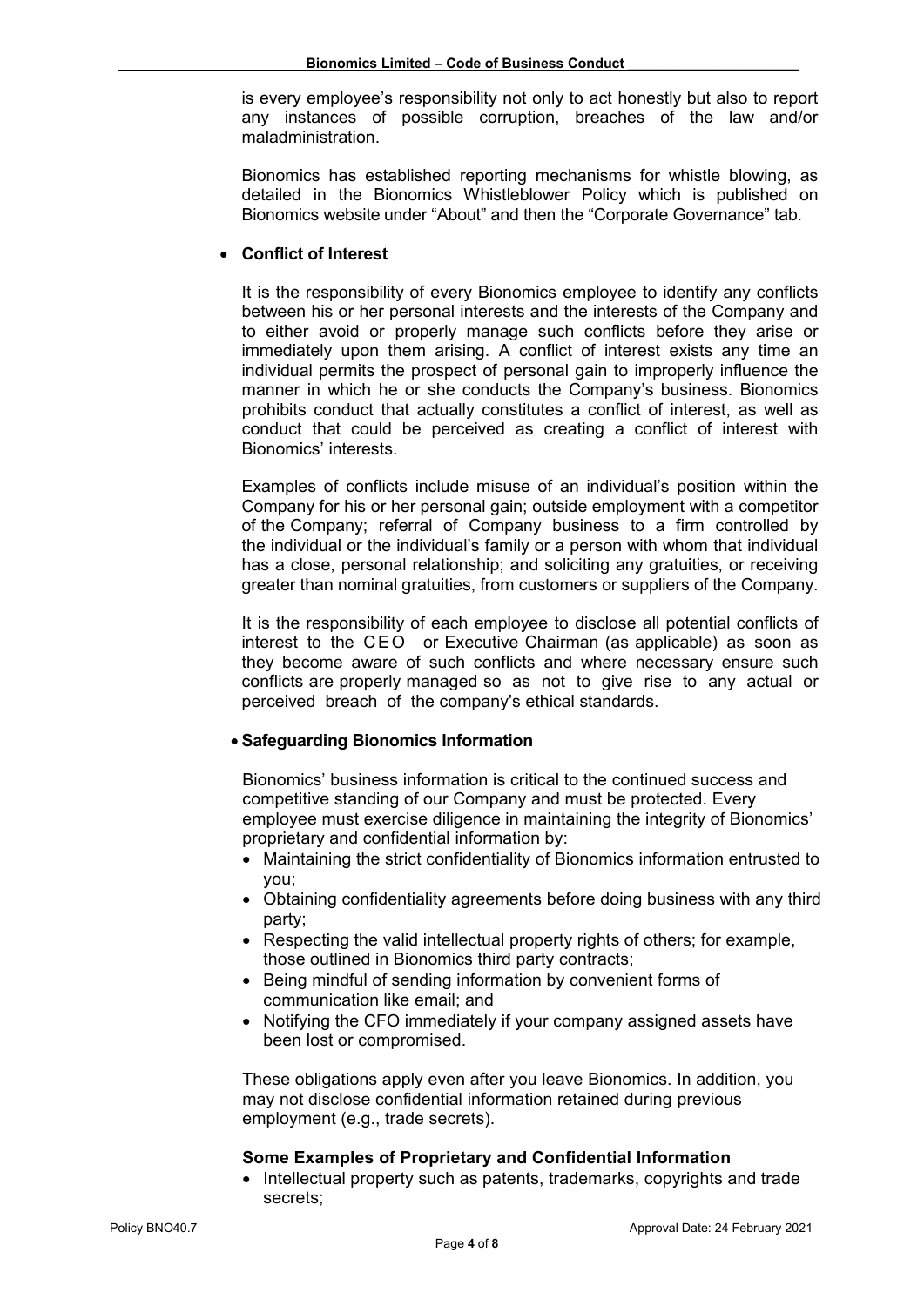is every employee's responsibility not only to act honestly but also to report any instances of possible corruption, breaches of the law and/or maladministration.

Bionomics has established reporting mechanisms for whistle blowing, as detailed in the Bionomics Whistleblower Policy which is published on Bionomics website under "About" and then the "Corporate Governance" tab.

- **Conflict of Interest**

It is the responsibility of every Bionomics employee to identify any conflicts between his or her personal interests and the interests of the Company and to either avoid or properly manage such conflicts before they arise or immediately upon them arising. A conflict of interest exists any time an individual permits the prospect of personal gain to improperly influence the manner in which he or she conducts the Company's business. Bionomics prohibits conduct that actually constitutes a conflict of interest, as well as conduct that could be perceived as creating a conflict of interest with Bionomics' interests.

Examples of conflicts include misuse of an individual's position within the Company for his or her personal gain; outside employment with a competitor of the Company; referral of Company business to a firm controlled by the individual or the individual's family or a person with whom that individual has a close, personal relationship; and soliciting any gratuities, or receiving greater than nominal gratuities, from customers or suppliers of the Company.

It is the responsibility of each employee to disclose all potential conflicts of interest to the CEO or Executive Chairman (as applicable) as soon as they become aware of such conflicts and where necessary ensure such conflicts are properly managed so as not to give rise to any actual or perceived breach of the company's ethical standards.

- **Safeguarding Bionomics Information**

Bionomics' business information is critical to the continued success and competitive standing of our Company and must be protected. Every employee must exercise diligence in maintaining the integrity of Bionomics' proprietary and confidential information by:

- Maintaining the strict confidentiality of Bionomics information entrusted to you;
- Obtaining confidentiality agreements before doing business with any third party;
- Respecting the valid intellectual property rights of others; for example, those outlined in Bionomics third party contracts;
- Being mindful of sending information by convenient forms of communication like email; and
- Notifying the CFO immediately if your company assigned assets have been lost or compromised.

These obligations apply even after you leave Bionomics. In addition, you may not disclose confidential information retained during previous employment (e.g., trade secrets).

**Some Examples of Proprietary and Confidential Information**

- Intellectual property such as patents, trademarks, copyrights and trade secrets;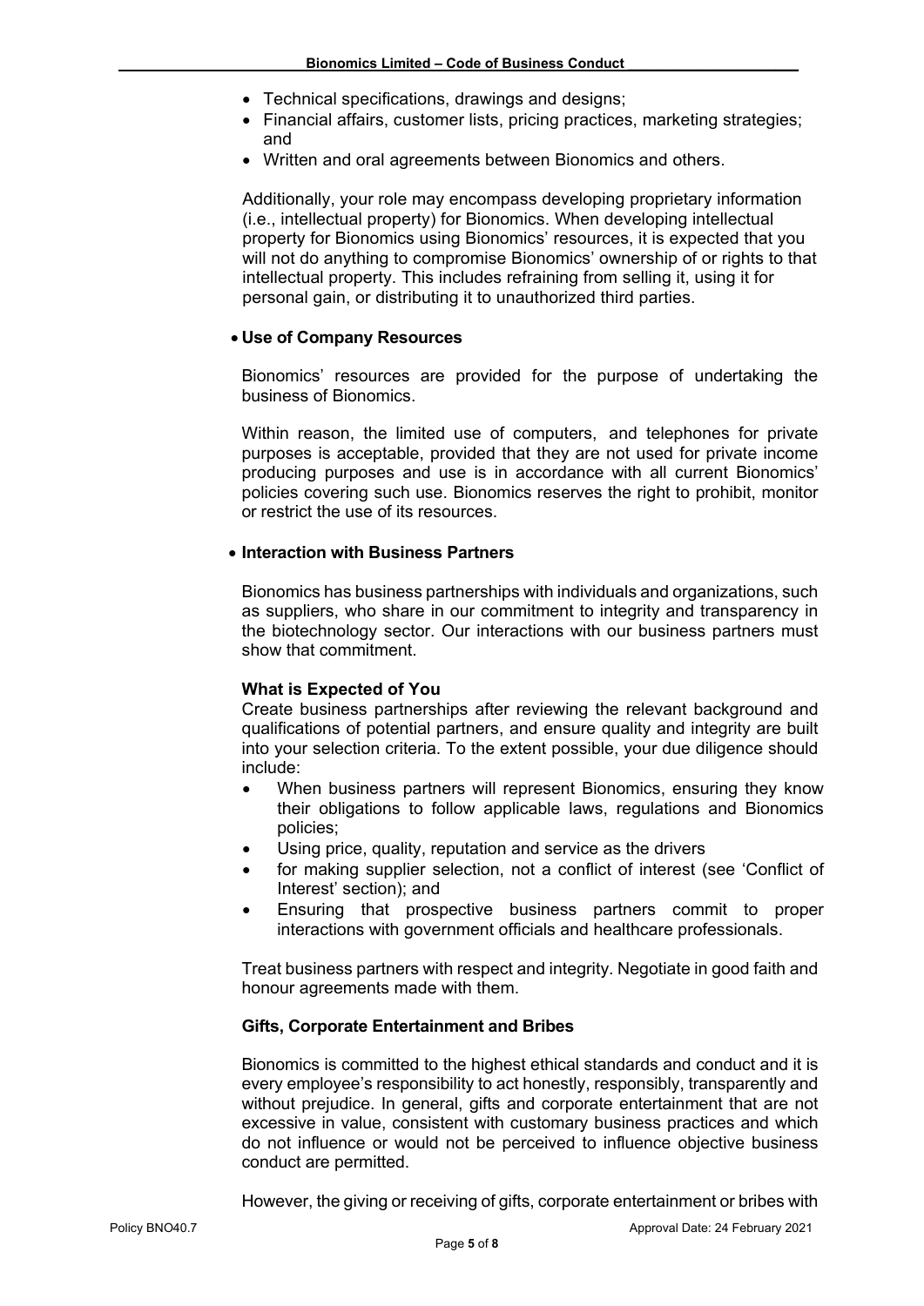- Technical specifications, drawings and designs;
- Financial affairs, customer lists, pricing practices, marketing strategies; and
- Written and oral agreements between Bionomics and others.

Additionally, your role may encompass developing proprietary information (i.e., intellectual property) for Bionomics. When developing intellectual property for Bionomics using Bionomics' resources, it is expected that you will not do anything to compromise Bionomics' ownership of or rights to that intellectual property. This includes refraining from selling it, using it for personal gain, or distributing it to unauthorized third parties.

- **Use of Company Resources**

Bionomics' resources are provided for the purpose of undertaking the business of Bionomics.

Within reason, the limited use of computers, and telephones for private purposes is acceptable, provided that they are not used for private income producing purposes and use is in accordance with all current Bionomics' policies covering such use. Bionomics reserves the right to prohibit, monitor or restrict the use of its resources.

- **Interaction with Business Partners**

Bionomics has business partnerships with individuals and organizations, such as suppliers, who share in our commitment to integrity and transparency in the biotechnology sector. Our interactions with our business partners must show that commitment.

**What is Expected of You**

Create business partnerships after reviewing the relevant background and qualifications of potential partners, and ensure quality and integrity are built into your selection criteria. To the extent possible, your due diligence should include:

- When business partners will represent Bionomics, ensuring they know their obligations to follow applicable laws, regulations and Bionomics policies;
- Using price, quality, reputation and service as the drivers
- for making supplier selection, not a conflict of interest (see 'Conflict of Interest' section); and
- Ensuring that prospective business partners commit to proper interactions with government officials and healthcare professionals.

Treat business partners with respect and integrity. Negotiate in good faith and honour agreements made with them.

**Gifts, Corporate Entertainment and Bribes**

Bionomics is committed to the highest ethical standards and conduct and it is every employee's responsibility to act honestly, responsibly, transparently and without prejudice. In general, gifts and corporate entertainment that are not excessive in value, consistent with customary business practices and which do not influence or would not be perceived to influence objective business conduct are permitted.

However, the giving or receiving of gifts, corporate entertainment or bribes with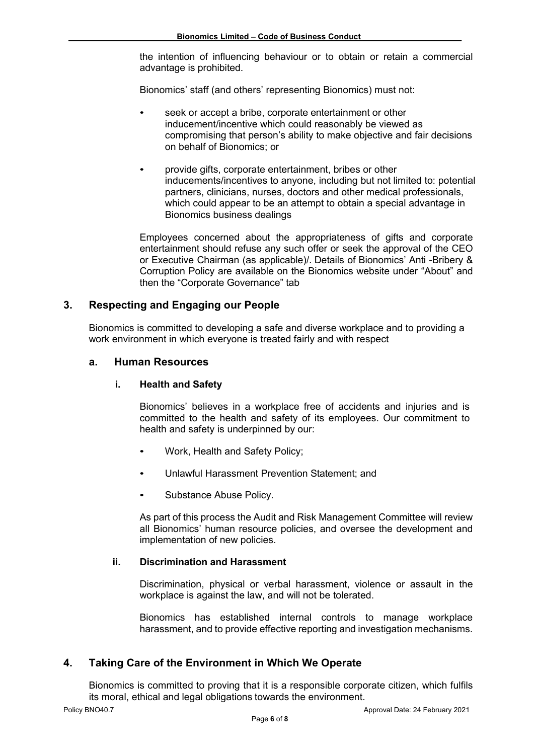the intention of influencing behaviour or to obtain or retain a commercial advantage is prohibited.

Bionomics' staff (and others' representing Bionomics) must not:

- seek or accept a bribe, corporate entertainment or other inducement/incentive which could reasonably be viewed as compromising that person's ability to make objective and fair decisions on behalf of Bionomics; or
- provide gifts, corporate entertainment, bribes or other inducements/incentives to anyone, including but not limited to: potential partners, clinicians, nurses, doctors and other medical professionals, which could appear to be an attempt to obtain a special advantage in Bionomics business dealings

Employees concerned about the appropriateness of gifts and corporate entertainment should refuse any such offer or seek the approval of the CEO or Executive Chairman (as applicable)/. Details of Bionomics' Anti -Bribery & Corruption Policy are available on the Bionomics website under "About" and then the "Corporate Governance" tab

## 3. Respecting and Engaging our People

Bionomics is committed to developing a safe and diverse workplace and to providing a work environment in which everyone is treated fairly and with respect

### a. Human Resources

#### i. Health and Safety

Bionomics' believes in a workplace free of accidents and injuries and is committed to the health and safety of its employees. Our commitment to health and safety is underpinned by our:

- Work, Health and Safety Policy;
- Unlawful Harassment Prevention Statement; and
- Substance Abuse Policy.

As part of this process the Audit and Risk Management Committee will review all Bionomics' human resource policies, and oversee the development and implementation of new policies.

#### ii. Discrimination and Harassment

Discrimination, physical or verbal harassment, violence or assault in the workplace is against the law, and will not be tolerated.

Bionomics has established internal controls to manage workplace harassment, and to provide effective reporting and investigation mechanisms.

## 4. Taking Care of the Environment in Which We Operate

Bionomics is committed to proving that it is a responsible corporate citizen, which fulfils its moral, ethical and legal obligations towards the environment.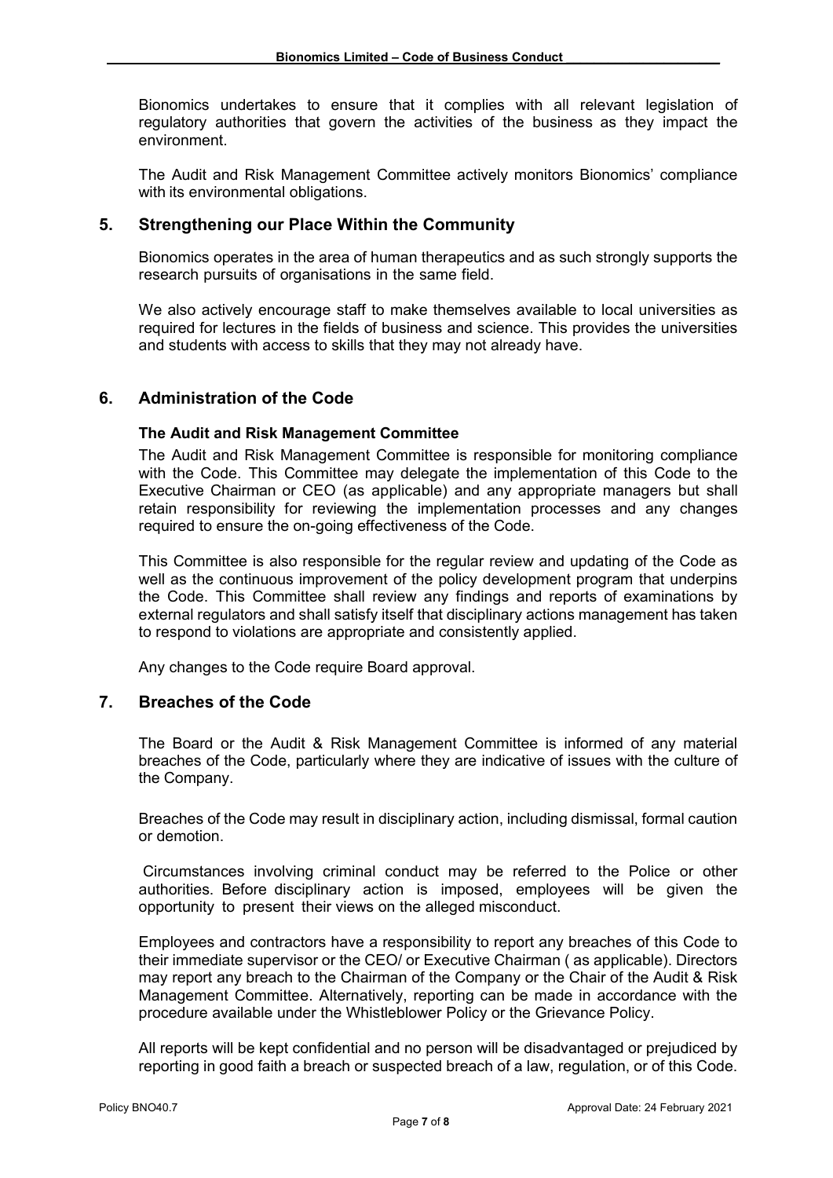Bionomics undertakes to ensure that it complies with all relevant legislation of regulatory authorities that govern the activities of the business as they impact the environment.

The Audit and Risk Management Committee actively monitors Bionomics' compliance with its environmental obligations.

## 5. Strengthening our Place Within the Community

Bionomics operates in the area of human therapeutics and as such strongly supports the research pursuits of organisations in the same field.

We also actively encourage staff to make themselves available to local universities as required for lectures in the fields of business and science. This provides the universities and students with access to skills that they may not already have.

## 6. Administration of the Code

**The Audit and Risk Management Committee**

The Audit and Risk Management Committee is responsible for monitoring compliance with the Code. This Committee may delegate the implementation of this Code to the Executive Chairman or CEO (as applicable) and any appropriate managers but shall retain responsibility for reviewing the implementation processes and any changes required to ensure the on-going effectiveness of the Code.

This Committee is also responsible for the regular review and updating of the Code as well as the continuous improvement of the policy development program that underpins the Code. This Committee shall review any findings and reports of examinations by external regulators and shall satisfy itself that disciplinary actions management has taken to respond to violations are appropriate and consistently applied.

Any changes to the Code require Board approval.

## 7. Breaches of the Code

The Board or the Audit & Risk Management Committee is informed of any material breaches of the Code, particularly where they are indicative of issues with the culture of the Company.

Breaches of the Code may result in disciplinary action, including dismissal, formal caution or demotion.

Circumstances involving criminal conduct may be referred to the Police or other authorities. Before disciplinary action is imposed, employees will be given the opportunity to present their views on the alleged misconduct.

Employees and contractors have a responsibility to report any breaches of this Code to their immediate supervisor or the CEO/ or Executive Chairman ( as applicable). Directors may report any breach to the Chairman of the Company or the Chair of the Audit & Risk Management Committee. Alternatively, reporting can be made in accordance with the procedure available under the Whistleblower Policy or the Grievance Policy.

All reports will be kept confidential and no person will be disadvantaged or prejudiced by reporting in good faith a breach or suspected breach of a law, regulation, or of this Code.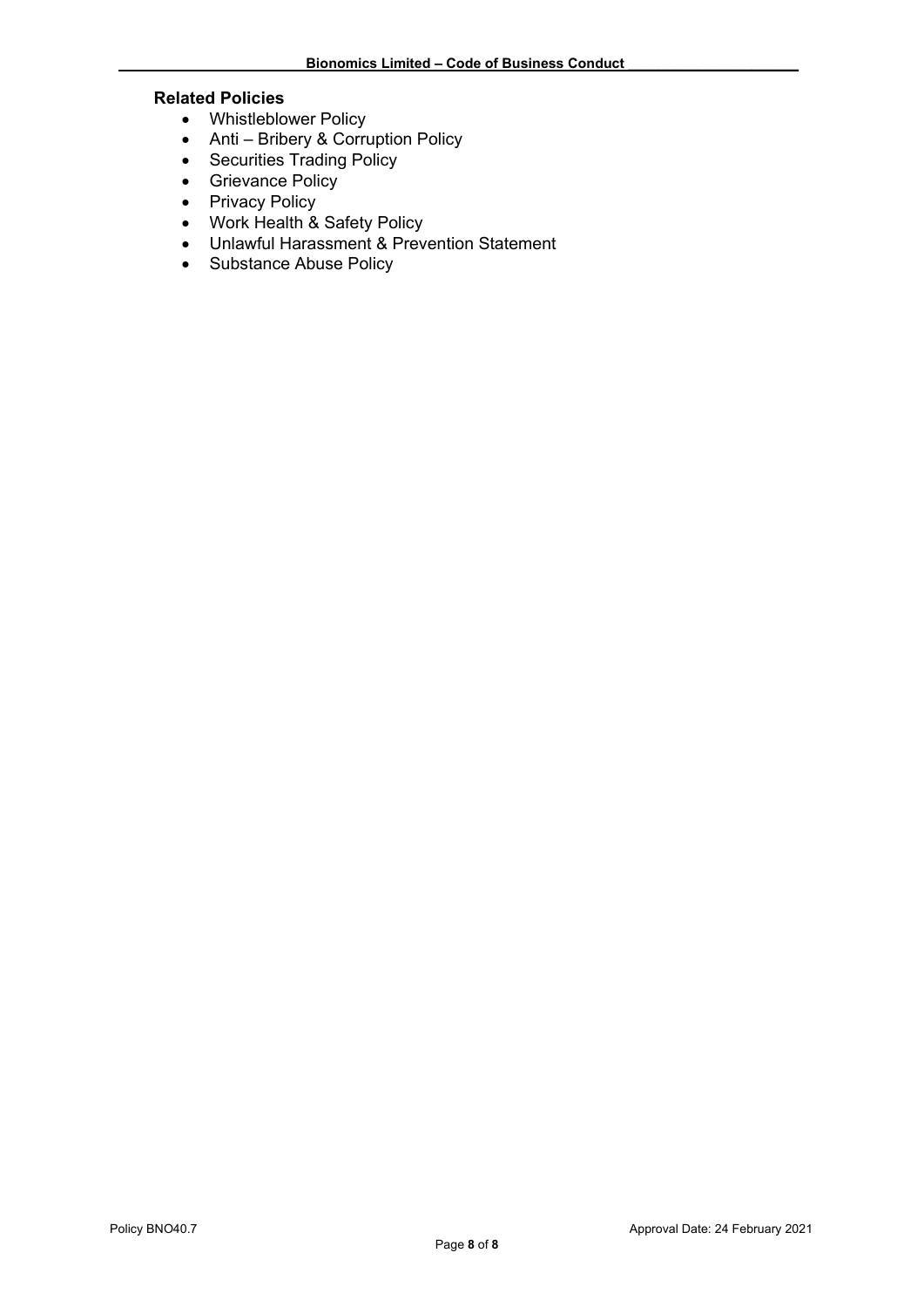### Related Policies

- Whistleblower Policy
- Anti – Bribery & Corruption Policy
- Securities Trading Policy
- Grievance Policy
- Privacy Policy
- Work Health & Safety Policy
- Unlawful Harassment & Prevention Statement
- Substance Abuse Policy